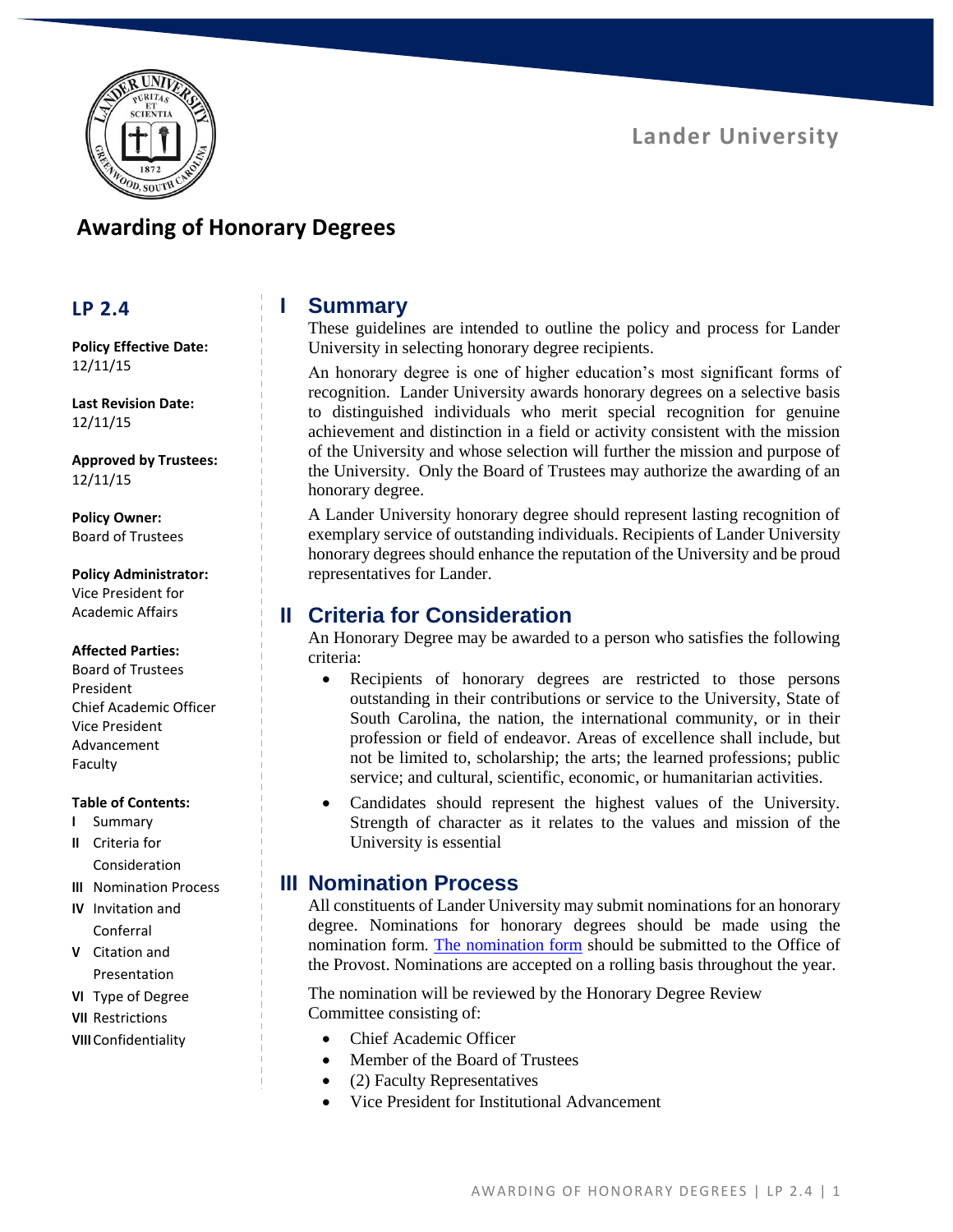Lander University

# Awarding of Honorary Degrees

## LP 2.4

**Policy Effective Date:**
12/11/15

**Last Revision Date:**
12/11/15

**Approved by Trustees:**
12/11/15

**Policy Owner:**
Board of Trustees

**Policy Administrator:**
Vice President for Academic Affairs

**Affected Parties:**
Board of Trustees
President
Chief Academic Officer
Vice President Advancement
Faculty

**Table of Contents:**
- I Summary
- II Criteria for Consideration
- III Nomination Process
- IV Invitation and Conferral
- V Citation and Presentation
- VI Type of Degree
- VII Restrictions
- VIII Confidentiality

## I Summary

These guidelines are intended to outline the policy and process for Lander University in selecting honorary degree recipients.

An honorary degree is one of higher education's most significant forms of recognition. Lander University awards honorary degrees on a selective basis to distinguished individuals who merit special recognition for genuine achievement and distinction in a field or activity consistent with the mission of the University and whose selection will further the mission and purpose of the University. Only the Board of Trustees may authorize the awarding of an honorary degree.

A Lander University honorary degree should represent lasting recognition of exemplary service of outstanding individuals. Recipients of Lander University honorary degrees should enhance the reputation of the University and be proud representatives for Lander.

## II Criteria for Consideration

An Honorary Degree may be awarded to a person who satisfies the following criteria:

- Recipients of honorary degrees are restricted to those persons outstanding in their contributions or service to the University, State of South Carolina, the nation, the international community, or in their profession or field of endeavor. Areas of excellence shall include, but not be limited to, scholarship; the arts; the learned professions; public service; and cultural, scientific, economic, or humanitarian activities.
- Candidates should represent the highest values of the University. Strength of character as it relates to the values and mission of the University is essential

## III Nomination Process

All constituents of Lander University may submit nominations for an honorary degree. Nominations for honorary degrees should be made using the nomination form. The nomination form should be submitted to the Office of the Provost. Nominations are accepted on a rolling basis throughout the year.

The nomination will be reviewed by the Honorary Degree Review Committee consisting of:

- Chief Academic Officer
- Member of the Board of Trustees
- (2) Faculty Representatives
- Vice President for Institutional Advancement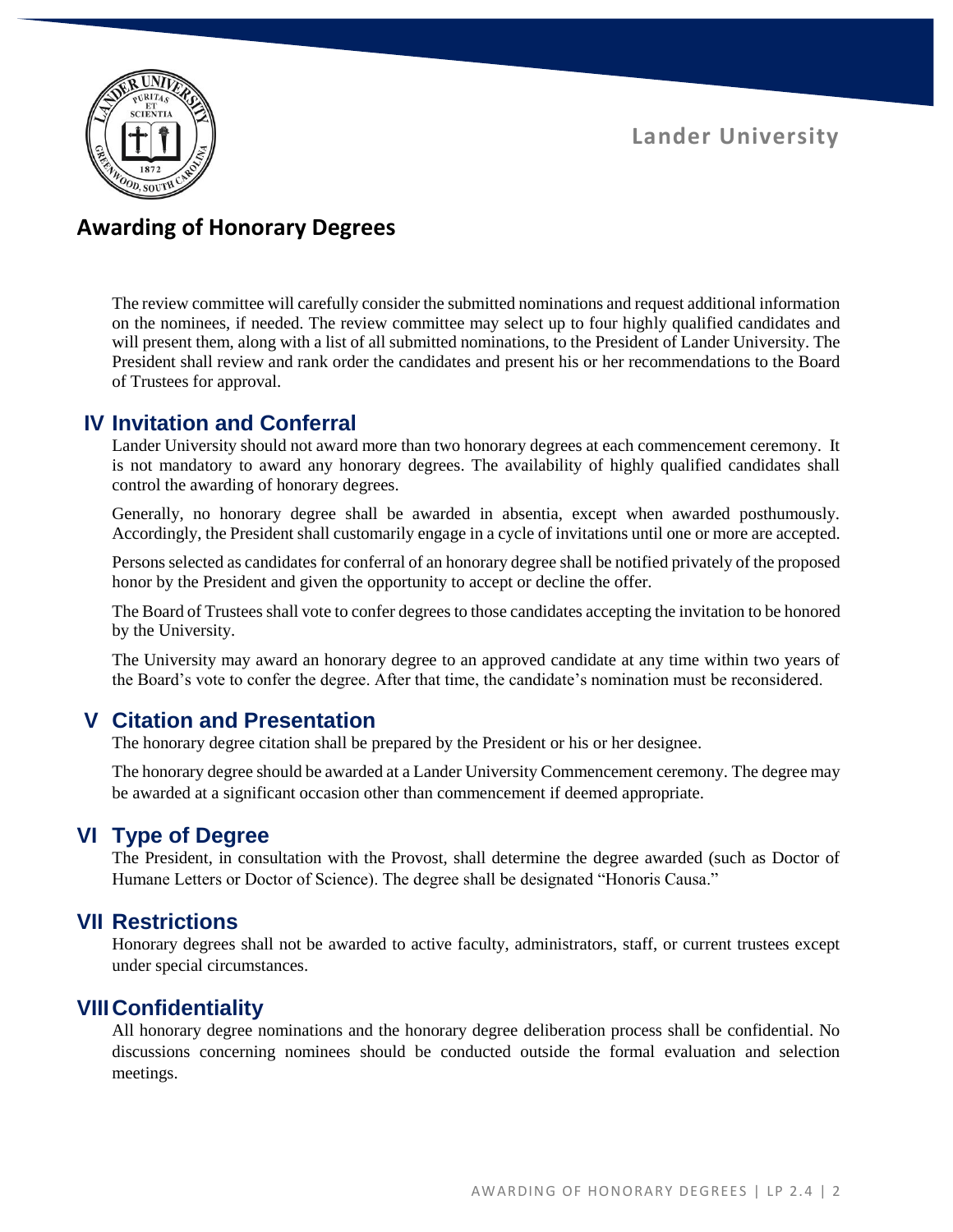# Awarding of Honorary Degrees

The review committee will carefully consider the submitted nominations and request additional information on the nominees, if needed. The review committee may select up to four highly qualified candidates and will present them, along with a list of all submitted nominations, to the President of Lander University. The President shall review and rank order the candidates and present his or her recommendations to the Board of Trustees for approval.

## IV Invitation and Conferral

Lander University should not award more than two honorary degrees at each commencement ceremony. It is not mandatory to award any honorary degrees. The availability of highly qualified candidates shall control the awarding of honorary degrees.

Generally, no honorary degree shall be awarded in absentia, except when awarded posthumously. Accordingly, the President shall customarily engage in a cycle of invitations until one or more are accepted.

Persons selected as candidates for conferral of an honorary degree shall be notified privately of the proposed honor by the President and given the opportunity to accept or decline the offer.

The Board of Trustees shall vote to confer degrees to those candidates accepting the invitation to be honored by the University.

The University may award an honorary degree to an approved candidate at any time within two years of the Board's vote to confer the degree. After that time, the candidate's nomination must be reconsidered.

## V Citation and Presentation

The honorary degree citation shall be prepared by the President or his or her designee.

The honorary degree should be awarded at a Lander University Commencement ceremony. The degree may be awarded at a significant occasion other than commencement if deemed appropriate.

## VI Type of Degree

The President, in consultation with the Provost, shall determine the degree awarded (such as Doctor of Humane Letters or Doctor of Science). The degree shall be designated "Honoris Causa."

## VII Restrictions

Honorary degrees shall not be awarded to active faculty, administrators, staff, or current trustees except under special circumstances.

## VIII Confidentiality

All honorary degree nominations and the honorary degree deliberation process shall be confidential. No discussions concerning nominees should be conducted outside the formal evaluation and selection meetings.